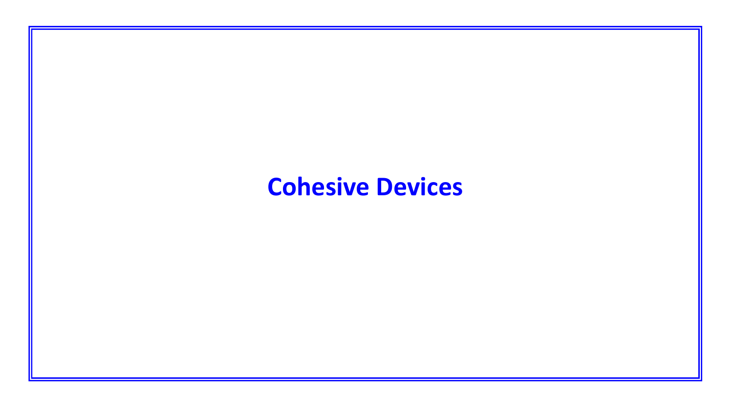# Cohesive Devices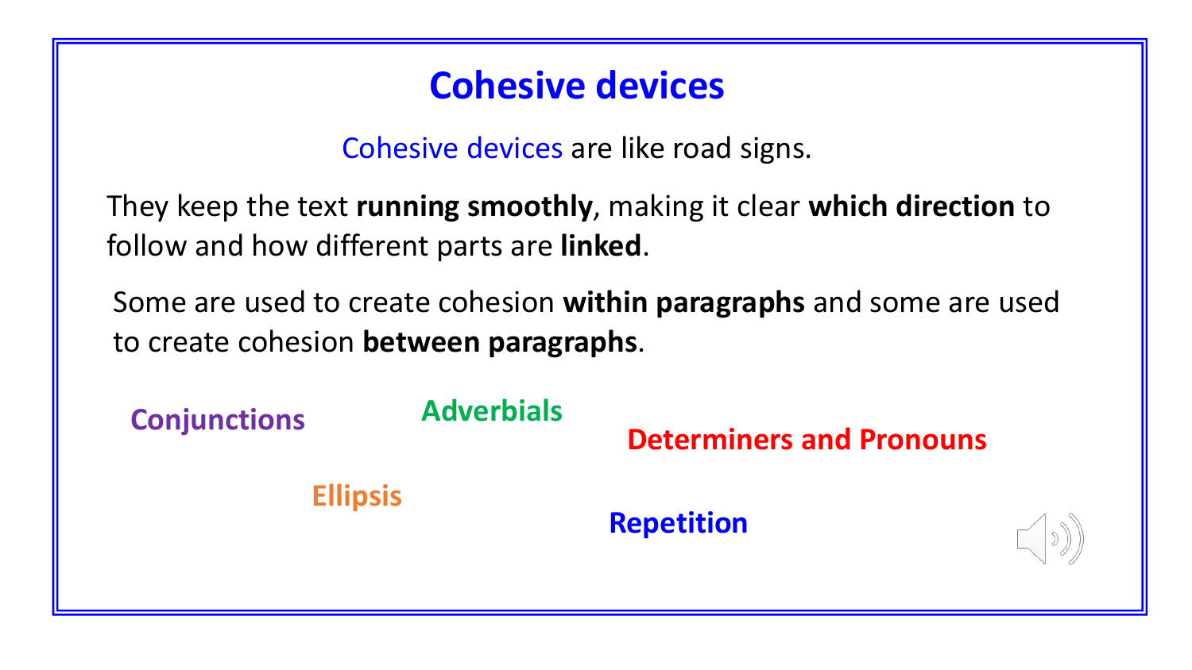# Cohesive devices

Cohesive devices are like road signs.

They keep the text **running smoothly**, making it clear **which direction** to follow and how different parts are **linked**.

Some are used to create cohesion **within paragraphs** and some are used to create cohesion **between paragraphs**.

**Conjunctions**

**Adverbials**

**Determiners and Pronouns**

**Ellipsis**

**Repetition**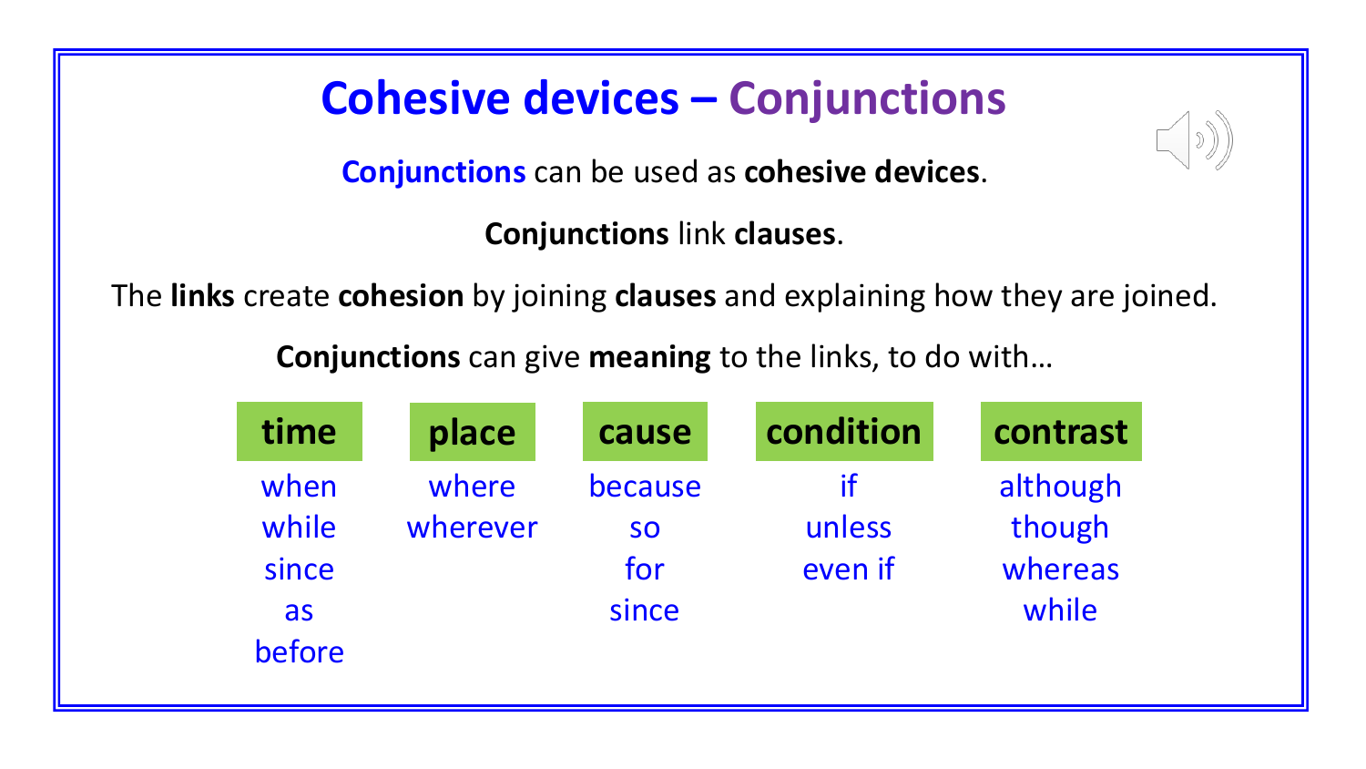# Cohesive devices – Conjunctions

**Conjunctions** can be used as **cohesive devices**.

**Conjunctions** link **clauses**.

The **links** create **cohesion** by joining **clauses** and explaining how they are joined.

**Conjunctions** can give **meaning** to the links, to do with…

| time | place | cause | condition | contrast |
|---|---|---|---|---|
| when | where | because | if | although |
| while | wherever | so | unless | though |
| since | | for | even if | whereas |
| as | | since | | while |
| before | | | | |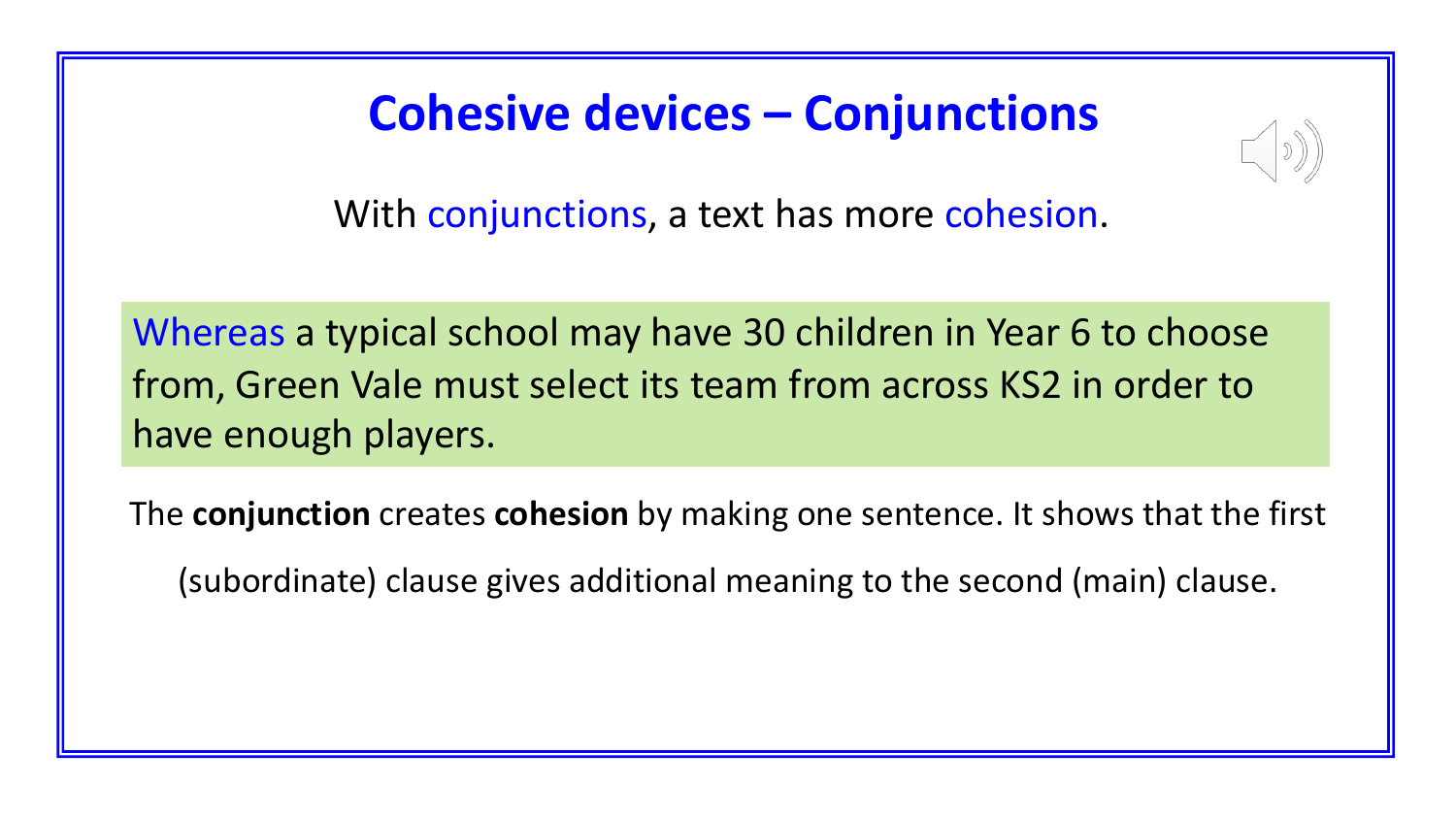# Cohesive devices – Conjunctions

With conjunctions, a text has more cohesion.

Whereas a typical school may have 30 children in Year 6 to choose from, Green Vale must select its team from across KS2 in order to have enough players.

The **conjunction** creates **cohesion** by making one sentence. It shows that the first (subordinate) clause gives additional meaning to the second (main) clause.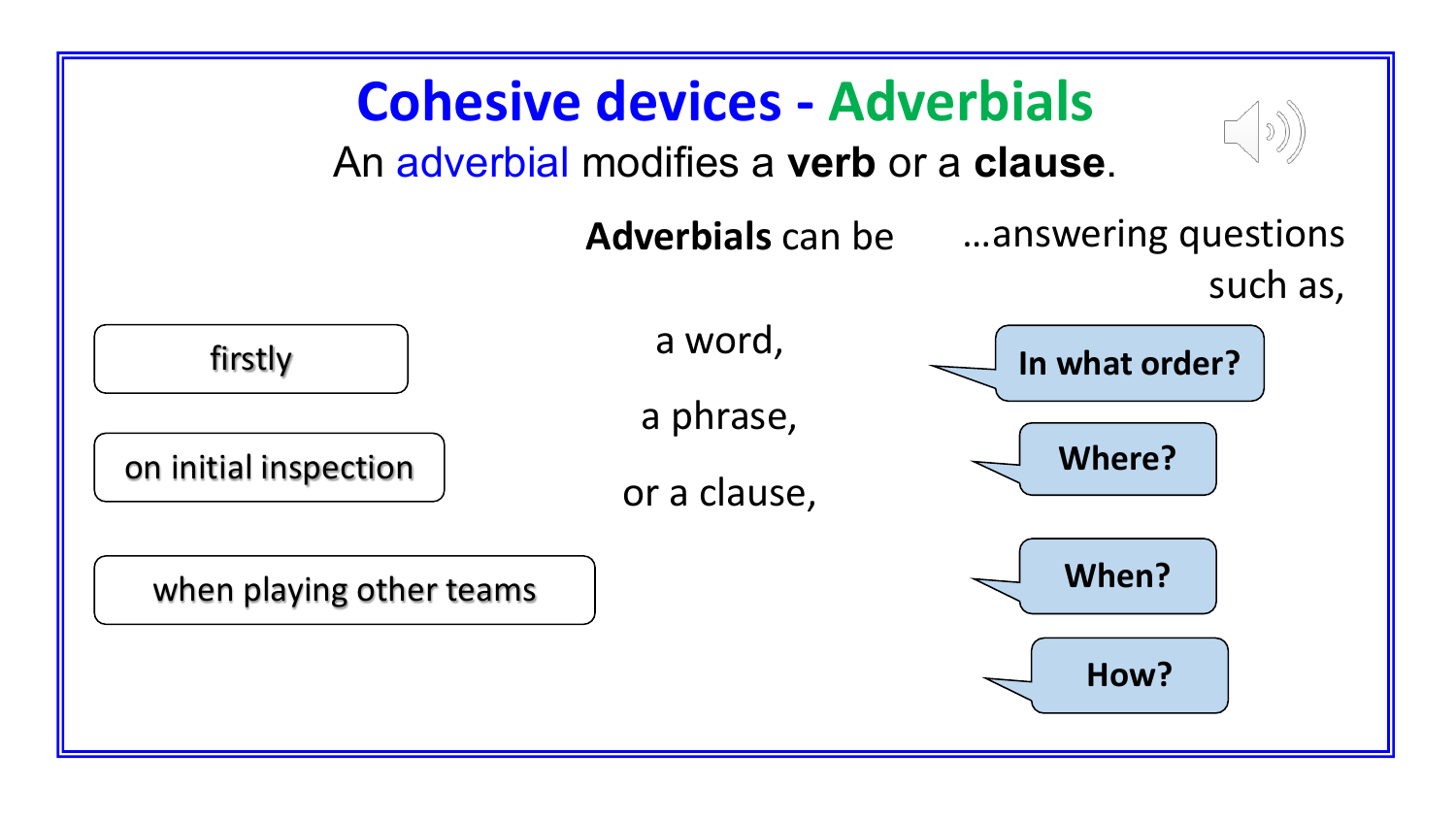# Cohesive devices - Adverbials

An adverbial modifies a **verb** or a **clause**.

**Adverbials** can be ...answering questions such as,

| Example | Adverbials can be | Question |
| --- | --- | --- |
| firstly | a word, | In what order? |
| on initial inspection | a phrase, | Where? |
| when playing other teams | or a clause, | When? |
| | | How? |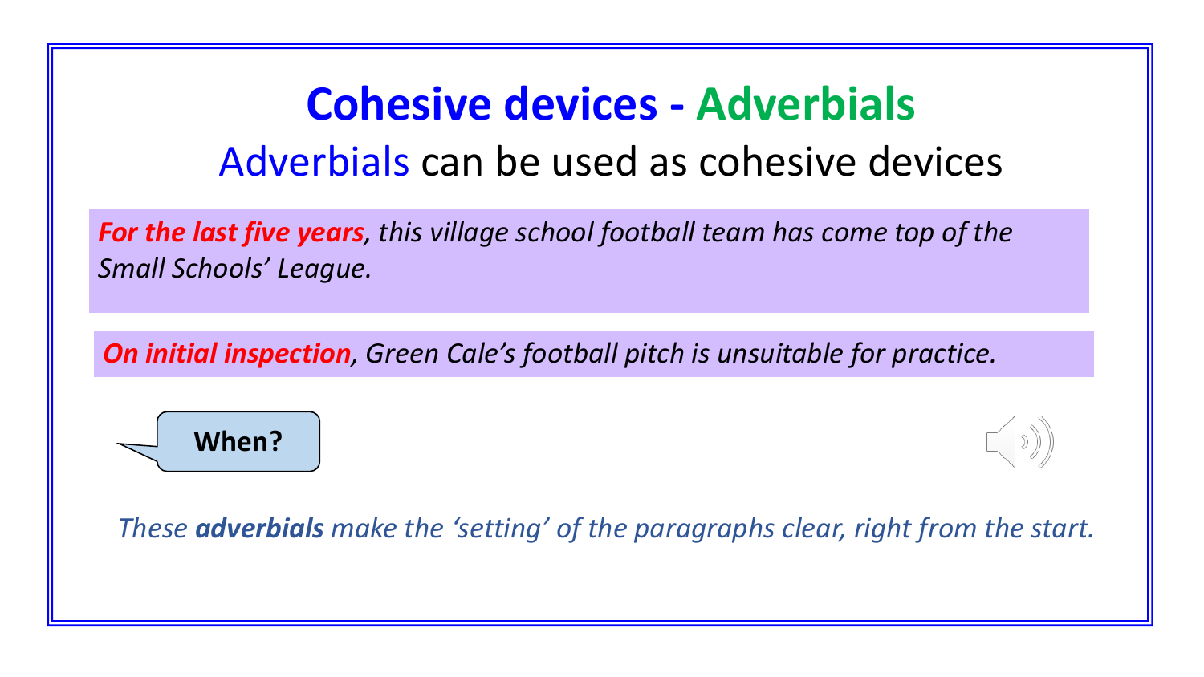# Cohesive devices - Adverbials

## Adverbials can be used as cohesive devices

***For the last five years**, this village school football team has come top of the Small Schools' League.*

***On initial inspection**, Green Cale's football pitch is unsuitable for practice.*

**When?**

*These **adverbials** make the 'setting' of the paragraphs clear, right from the start.*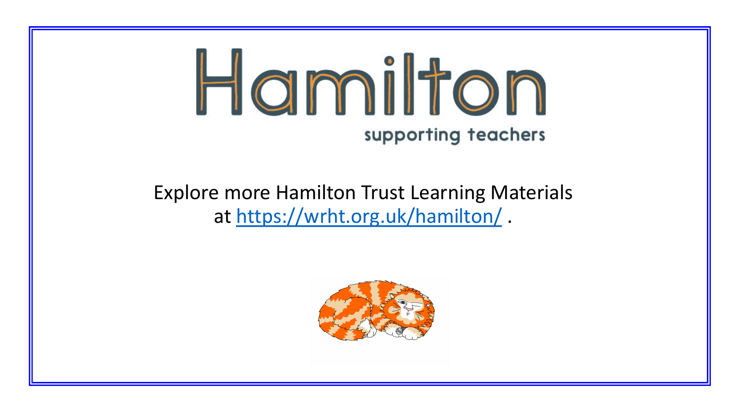# Hamilton

supporting teachers

Explore more Hamilton Trust Learning Materials at https://wrht.org.uk/hamilton/ .